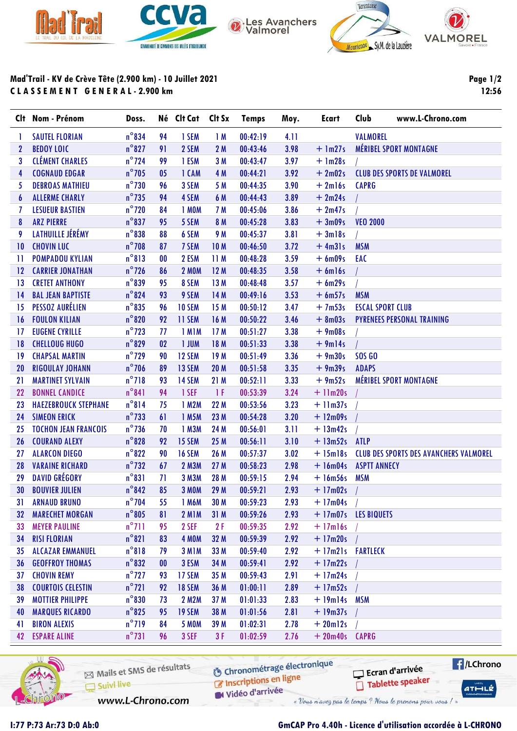# Mad'Trail - KV de Crève Tête (2.900 km) - 10 Juillet 2021

## C L A S S E M E N T   G E N E R A L - 2.900 km

12:56

| Clt | Nom - Prénom | Doss. | Né | Clt Cat | Clt Sx | Temps | Moy. | Ecart | Club www.L-Chrono.com |
|---|---|---|---|---|---|---|---|---|---|
| 1 | SAUTEL FLORIAN | n°834 | 94 | 1 SEM | 1 M | 00:42:19 | 4.11 | | VALMOREL |
| 2 | BEDOY LOIC | n°827 | 91 | 2 SEM | 2 M | 00:43:46 | 3.98 | + 1m27s | MÉRIBEL SPORT MONTAGNE |
| 3 | CLÉMENT CHARLES | n°724 | 99 | 1 ESM | 3 M | 00:43:47 | 3.97 | + 1m28s | / |
| 4 | COGNAUD EDGAR | n°705 | 05 | 1 CAM | 4 M | 00:44:21 | 3.92 | + 2m02s | CLUB DES SPORTS DE VALMOREL |
| 5 | DEBROAS MATHIEU | n°730 | 96 | 3 SEM | 5 M | 00:44:35 | 3.90 | + 2m16s | CAPRG |
| 6 | ALLERME CHARLY | n°735 | 94 | 4 SEM | 6 M | 00:44:43 | 3.89 | + 2m24s | / |
| 7 | LESUEUR BASTIEN | n°720 | 84 | 1 MOM | 7 M | 00:45:06 | 3.86 | + 2m47s | / |
| 8 | ARZ PIERRE | n°837 | 95 | 5 SEM | 8 M | 00:45:28 | 3.83 | + 3m09s | VEO 2000 |
| 9 | LATHUILLE JÉRÉMY | n°838 | 88 | 6 SEM | 9 M | 00:45:37 | 3.81 | + 3m18s | / |
| 10 | CHOVIN LUC | n°708 | 87 | 7 SEM | 10 M | 00:46:50 | 3.72 | + 4m31s | MSM |
| 11 | POMPADOU KYLIAN | n°813 | 00 | 2 ESM | 11 M | 00:48:28 | 3.59 | + 6m09s | EAC |
| 12 | CARRIER JONATHAN | n°726 | 86 | 2 MOM | 12 M | 00:48:35 | 3.58 | + 6m16s | / |
| 13 | CRETET ANTHONY | n°839 | 95 | 8 SEM | 13 M | 00:48:48 | 3.57 | + 6m29s | / |
| 14 | BAL JEAN BAPTISTE | n°824 | 93 | 9 SEM | 14 M | 00:49:16 | 3.53 | + 6m57s | MSM |
| 15 | PESSOZ AURÉLIEN | n°835 | 96 | 10 SEM | 15 M | 00:50:12 | 3.47 | + 7m53s | ESCAL SPORT CLUB |
| 16 | FOULON KILIAN | n°820 | 92 | 11 SEM | 16 M | 00:50:22 | 3.46 | + 8m03s | PYRENEES PERSONAL TRAINING |
| 17 | EUGENE CYRILLE | n°723 | 77 | 1 M1M | 17 M | 00:51:27 | 3.38 | + 9m08s | / |
| 18 | CHELLOUG HUGO | n°829 | 02 | 1 JUM | 18 M | 00:51:33 | 3.38 | + 9m14s | / |
| 19 | CHAPSAL MARTIN | n°729 | 90 | 12 SEM | 19 M | 00:51:49 | 3.36 | + 9m30s | SOS GO |
| 20 | RIGOULAY JOHANN | n°706 | 89 | 13 SEM | 20 M | 00:51:58 | 3.35 | + 9m39s | ADAPS |
| 21 | MARTINET SYLVAIN | n°718 | 93 | 14 SEM | 21 M | 00:52:11 | 3.33 | + 9m52s | MÉRIBEL SPORT MONTAGNE |
| 22 | BONNEL CANDICE | n°841 | 94 | 1 SEF | 1 F | 00:53:39 | 3.24 | + 11m20s | / |
| 23 | HAEZEBROUCK STEPHANE | n°814 | 75 | 1 M2M | 22 M | 00:53:56 | 3.23 | + 11m37s | / |
| 24 | SIMEON ERICK | n°733 | 61 | 1 M5M | 23 M | 00:54:28 | 3.20 | + 12m09s | / |
| 25 | TOCHON JEAN FRANCOIS | n°736 | 70 | 1 M3M | 24 M | 00:56:01 | 3.11 | + 13m42s | / |
| 26 | COURAND ALEXY | n°828 | 92 | 15 SEM | 25 M | 00:56:11 | 3.10 | + 13m52s | ATLP |
| 27 | ALARCON DIEGO | n°822 | 90 | 16 SEM | 26 M | 00:57:37 | 3.02 | + 15m18s | CLUB DES SPORTS DES AVANCHERS VALMOREL |
| 28 | VARAINE RICHARD | n°732 | 67 | 2 M3M | 27 M | 00:58:23 | 2.98 | + 16m04s | ASPTT ANNECY |
| 29 | DAVID GRÉGORY | n°831 | 71 | 3 M3M | 28 M | 00:59:15 | 2.94 | + 16m56s | MSM |
| 30 | BOUVIER JULIEN | n°842 | 85 | 3 MOM | 29 M | 00:59:21 | 2.93 | + 17m02s | / |
| 31 | ARNAUD BRUNO | n°704 | 55 | 1 M6M | 30 M | 00:59:23 | 2.93 | + 17m04s | / |
| 32 | MARECHET MORGAN | n°805 | 81 | 2 M1M | 31 M | 00:59:26 | 2.93 | + 17m07s | LES BIQUETS |
| 33 | MEYER PAULINE | n°711 | 95 | 2 SEF | 2 F | 00:59:35 | 2.92 | + 17m16s | / |
| 34 | RISI FLORIAN | n°821 | 83 | 4 MOM | 32 M | 00:59:39 | 2.92 | + 17m20s | / |
| 35 | ALCAZAR EMMANUEL | n°818 | 79 | 3 M1M | 33 M | 00:59:40 | 2.92 | + 17m21s | FARTLECK |
| 36 | GEOFFROY THOMAS | n°832 | 00 | 3 ESM | 34 M | 00:59:41 | 2.92 | + 17m22s | / |
| 37 | CHOVIN REMY | n°727 | 93 | 17 SEM | 35 M | 00:59:43 | 2.91 | + 17m24s | / |
| 38 | COURTOIS CELESTIN | n°721 | 92 | 18 SEM | 36 M | 01:00:11 | 2.89 | + 17m52s | / |
| 39 | MOTTIER PHILIPPE | n°830 | 73 | 2 M2M | 37 M | 01:01:33 | 2.83 | + 19m14s | MSM |
| 40 | MARQUES RICARDO | n°825 | 95 | 19 SEM | 38 M | 01:01:56 | 2.81 | + 19m37s | / |
| 41 | BIRON ALEXIS | n°719 | 84 | 5 MOM | 39 M | 01:02:31 | 2.78 | + 20m12s | / |
| 42 | ESPARE ALINE | n°731 | 96 | 3 SEF | 3 F | 01:02:59 | 2.76 | + 20m40s | CAPRG |

Mails et SMS de résultats
Suivi live
www.L-Chrono.com
Chronométrage électronique
Inscriptions en ligne
Vidéo d'arrivée
Ecran d'arrivée
Tablette speaker
/LChrono
« Vous n'avez pas le temps ? Nous le prenons pour vous ! »

I:77 P:73 Ar:73 D:0 Ab:0

GmCAP Pro 4.40h - Licence d'utilisation accordée à L-CHRONO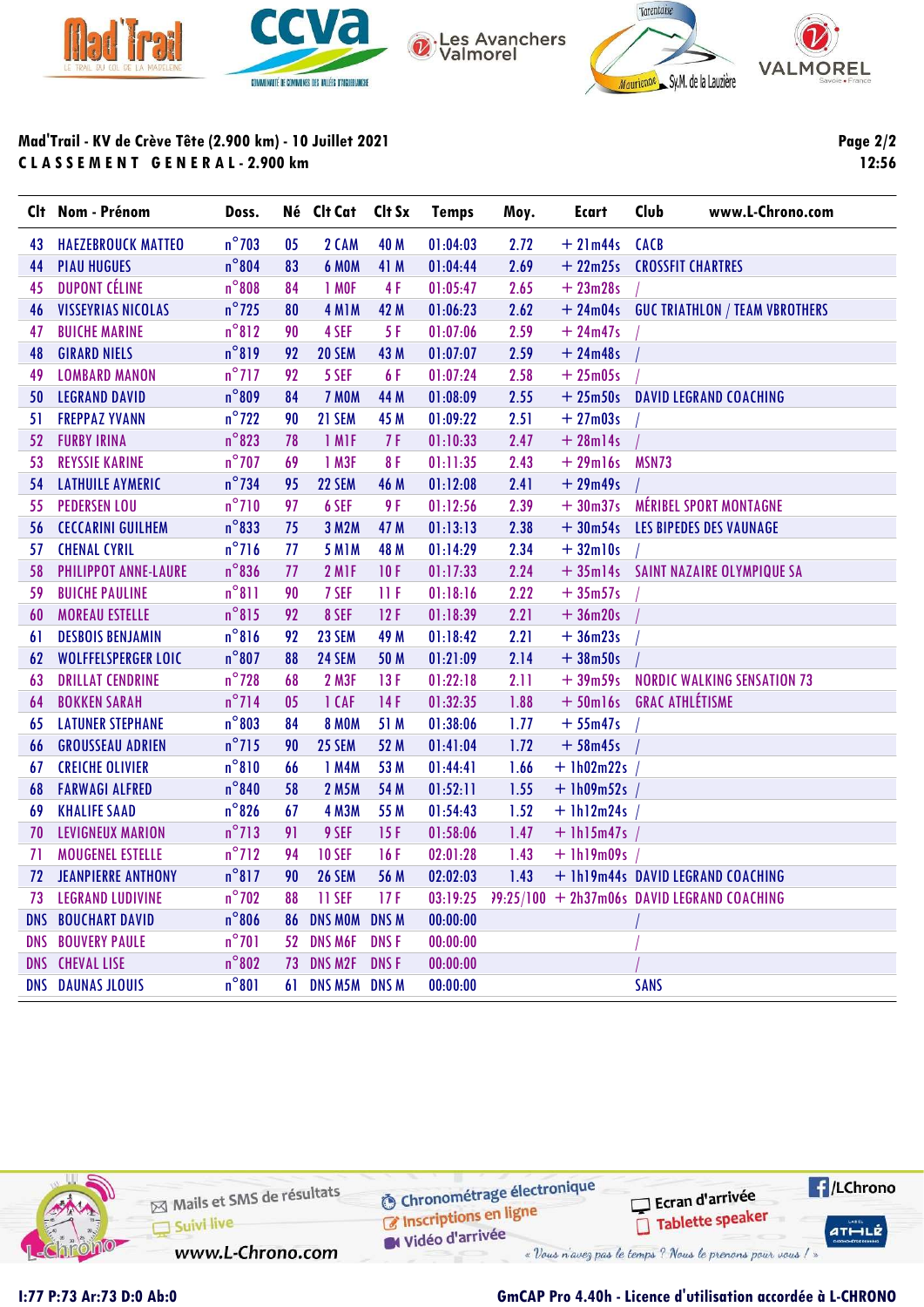Mad'Trail - KV de Crève Tête (2.900 km) - 10 Juillet 2021

CLASSEMENT GENERAL - 2.900 km

12:56

| Clt | Nom - Prénom | Doss. | Né | Clt Cat | Clt Sx | Temps | Moy. | Ecart | Club www.L-Chrono.com |
|---|---|---|---|---|---|---|---|---|---|
| 43 | HAEZEBROUCK MATTEO | n°703 | 05 | 2 CAM | 40 M | 01:04:03 | 2.72 | + 21m44s | CACB |
| 44 | PIAU HUGUES | n°804 | 83 | 6 M0M | 41 M | 01:04:44 | 2.69 | + 22m25s | CROSSFIT CHARTRES |
| 45 | DUPONT CÉLINE | n°808 | 84 | 1 M0F | 4 F | 01:05:47 | 2.65 | + 23m28s | / |
| 46 | VISSEYRIAS NICOLAS | n°725 | 80 | 4 M1M | 42 M | 01:06:23 | 2.62 | + 24m04s | GUC TRIATHLON / TEAM VBROTHERS |
| 47 | BUICHE MARINE | n°812 | 90 | 4 SEF | 5 F | 01:07:06 | 2.59 | + 24m47s | / |
| 48 | GIRARD NIELS | n°819 | 92 | 20 SEM | 43 M | 01:07:07 | 2.59 | + 24m48s | / |
| 49 | LOMBARD MANON | n°717 | 92 | 5 SEF | 6 F | 01:07:24 | 2.58 | + 25m05s | / |
| 50 | LEGRAND DAVID | n°809 | 84 | 7 M0M | 44 M | 01:08:09 | 2.55 | + 25m50s | DAVID LEGRAND COACHING |
| 51 | FREPPAZ YVANN | n°722 | 90 | 21 SEM | 45 M | 01:09:22 | 2.51 | + 27m03s | / |
| 52 | FURBY IRINA | n°823 | 78 | 1 M1F | 7 F | 01:10:33 | 2.47 | + 28m14s | / |
| 53 | REYSSIE KARINE | n°707 | 69 | 1 M3F | 8 F | 01:11:35 | 2.43 | + 29m16s | MSN73 |
| 54 | LATHUILE AYMERIC | n°734 | 95 | 22 SEM | 46 M | 01:12:08 | 2.41 | + 29m49s | / |
| 55 | PEDERSEN LOU | n°710 | 97 | 6 SEF | 9 F | 01:12:56 | 2.39 | + 30m37s | MÉRIBEL SPORT MONTAGNE |
| 56 | CECCARINI GUILHEM | n°833 | 75 | 3 M2M | 47 M | 01:13:13 | 2.38 | + 30m54s | LES BIPEDES DES VAUNAGE |
| 57 | CHENAL CYRIL | n°716 | 77 | 5 M1M | 48 M | 01:14:29 | 2.34 | + 32m10s | / |
| 58 | PHILIPPOT ANNE-LAURE | n°836 | 77 | 2 M1F | 10 F | 01:17:33 | 2.24 | + 35m14s | SAINT NAZAIRE OLYMPIQUE SA |
| 59 | BUICHE PAULINE | n°811 | 90 | 7 SEF | 11 F | 01:18:16 | 2.22 | + 35m57s | / |
| 60 | MOREAU ESTELLE | n°815 | 92 | 8 SEF | 12 F | 01:18:39 | 2.21 | + 36m20s | / |
| 61 | DESBOIS BENJAMIN | n°816 | 92 | 23 SEM | 49 M | 01:18:42 | 2.21 | + 36m23s | / |
| 62 | WOLFFELSPERGER LOIC | n°807 | 88 | 24 SEM | 50 M | 01:21:09 | 2.14 | + 38m50s | / |
| 63 | DRILLAT CENDRINE | n°728 | 68 | 2 M3F | 13 F | 01:22:18 | 2.11 | + 39m59s | NORDIC WALKING SENSATION 73 |
| 64 | BOKKEN SARAH | n°714 | 05 | 1 CAF | 14 F | 01:32:35 | 1.88 | + 50m16s | GRAC ATHLÉTISME |
| 65 | LATUNER STEPHANE | n°803 | 84 | 8 M0M | 51 M | 01:38:06 | 1.77 | + 55m47s | / |
| 66 | GROUSSEAU ADRIEN | n°715 | 90 | 25 SEM | 52 M | 01:41:04 | 1.72 | + 58m45s | / |
| 67 | CREICHE OLIVIER | n°810 | 66 | 1 M4M | 53 M | 01:44:41 | 1.66 | + 1h02m22s | / |
| 68 | FARWAGI ALFRED | n°840 | 58 | 2 M5M | 54 M | 01:52:11 | 1.55 | + 1h09m52s | / |
| 69 | KHALIFE SAAD | n°826 | 67 | 4 M3M | 55 M | 01:54:43 | 1.52 | + 1h12m24s | / |
| 70 | LEVIGNEUX MARION | n°713 | 91 | 9 SEF | 15 F | 01:58:06 | 1.47 | + 1h15m47s | / |
| 71 | MOUGENEL ESTELLE | n°712 | 94 | 10 SEF | 16 F | 02:01:28 | 1.43 | + 1h19m09s | / |
| 72 | JEANPIERRE ANTHONY | n°817 | 90 | 26 SEM | 56 M | 02:02:03 | 1.43 | + 1h19m44s | DAVID LEGRAND COACHING |
| 73 | LEGRAND LUDIVINE | n°702 | 88 | 11 SEF | 17 F | 03:19:25 | 99:25/100 | + 2h37m06s | DAVID LEGRAND COACHING |
| DNS | BOUCHART DAVID | n°806 | 86 | DNS M0M | DNS M | 00:00:00 | | | / |
| DNS | BOUVERY PAULE | n°701 | 52 | DNS M6F | DNS F | 00:00:00 | | | / |
| DNS | CHEVAL LISE | n°802 | 73 | DNS M2F | DNS F | 00:00:00 | | | / |
| DNS | DAUNAS JLOUIS | n°801 | 61 | DNS M5M | DNS M | 00:00:00 | | | SANS |

Mails et SMS de résultats
Suivi live
www.L-Chrono.com
Chronométrage électronique
Inscriptions en ligne
Vidéo d'arrivée
Ecran d'arrivée
Tablette speaker
/LChrono
« Vous n'avez pas le temps ? Nous le prenons pour vous ! »

I:77 P:73 Ar:73 D:0 Ab:0

GmCAP Pro 4.40h - Licence d'utilisation accordée à L-CHRONO